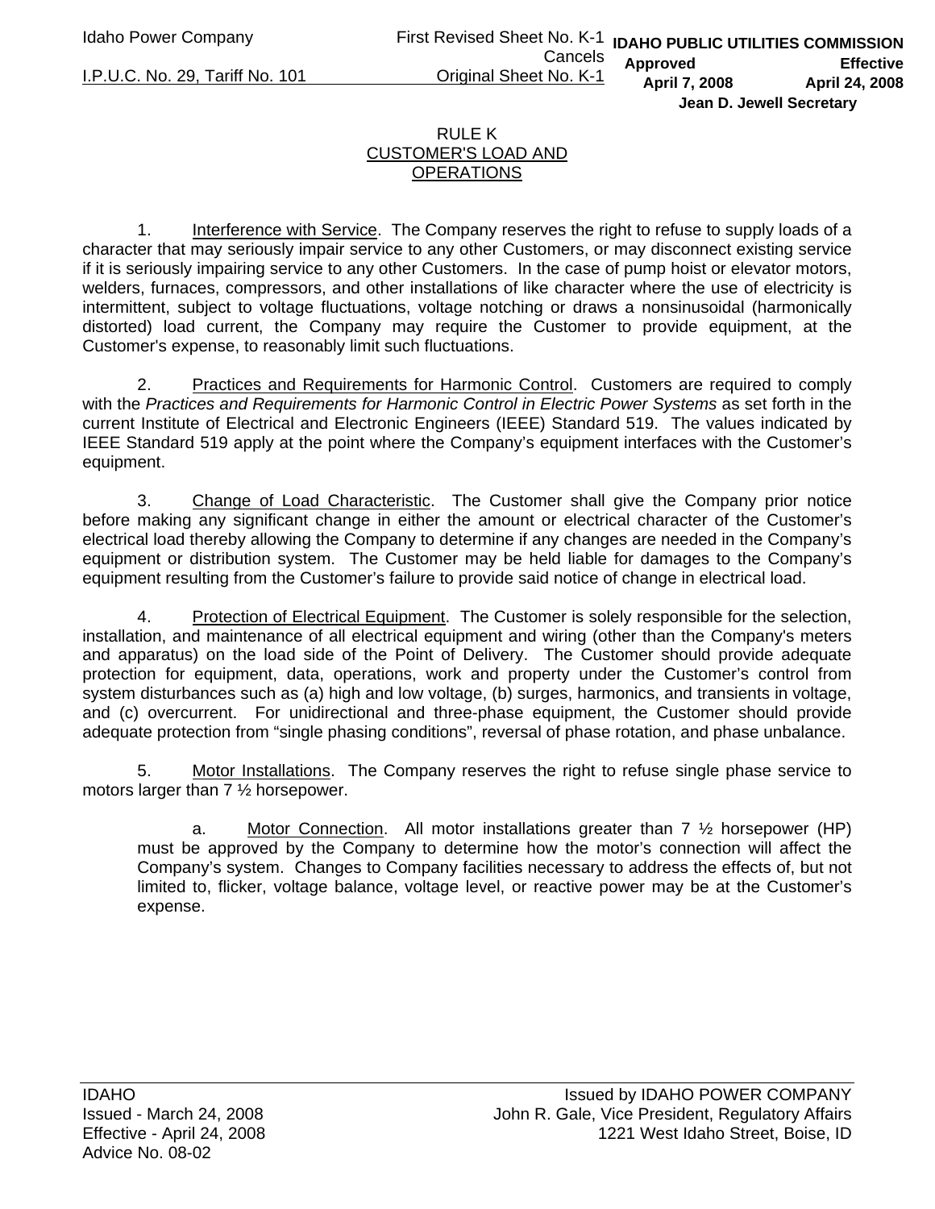Idaho Power Company

I.P.U.C. No. 29, Tariff No. 101

First Revised Sheet No. K-1
Cancels
Original Sheet No. K-1

**IDAHO PUBLIC UTILITIES COMMISSION**
**Approved April 7, 2008**
**Effective April 24, 2008**
**Jean D. Jewell Secretary**

# RULE K
## CUSTOMER'S LOAD AND OPERATIONS

1. Interference with Service. The Company reserves the right to refuse to supply loads of a character that may seriously impair service to any other Customers, or may disconnect existing service if it is seriously impairing service to any other Customers. In the case of pump hoist or elevator motors, welders, furnaces, compressors, and other installations of like character where the use of electricity is intermittent, subject to voltage fluctuations, voltage notching or draws a nonsinusoidal (harmonically distorted) load current, the Company may require the Customer to provide equipment, at the Customer's expense, to reasonably limit such fluctuations.

2. Practices and Requirements for Harmonic Control. Customers are required to comply with the *Practices and Requirements for Harmonic Control in Electric Power Systems* as set forth in the current Institute of Electrical and Electronic Engineers (IEEE) Standard 519. The values indicated by IEEE Standard 519 apply at the point where the Company's equipment interfaces with the Customer's equipment.

3. Change of Load Characteristic. The Customer shall give the Company prior notice before making any significant change in either the amount or electrical character of the Customer's electrical load thereby allowing the Company to determine if any changes are needed in the Company's equipment or distribution system. The Customer may be held liable for damages to the Company's equipment resulting from the Customer's failure to provide said notice of change in electrical load.

4. Protection of Electrical Equipment. The Customer is solely responsible for the selection, installation, and maintenance of all electrical equipment and wiring (other than the Company's meters and apparatus) on the load side of the Point of Delivery. The Customer should provide adequate protection for equipment, data, operations, work and property under the Customer's control from system disturbances such as (a) high and low voltage, (b) surges, harmonics, and transients in voltage, and (c) overcurrent. For unidirectional and three-phase equipment, the Customer should provide adequate protection from "single phasing conditions", reversal of phase rotation, and phase unbalance.

5. Motor Installations. The Company reserves the right to refuse single phase service to motors larger than 7 ½ horsepower.

   a. Motor Connection. All motor installations greater than 7 ½ horsepower (HP) must be approved by the Company to determine how the motor's connection will affect the Company's system. Changes to Company facilities necessary to address the effects of, but not limited to, flicker, voltage balance, voltage level, or reactive power may be at the Customer's expense.

IDAHO
Issued - March 24, 2008
Effective - April 24, 2008
Advice No. 08-02

Issued by IDAHO POWER COMPANY
John R. Gale, Vice President, Regulatory Affairs
1221 West Idaho Street, Boise, ID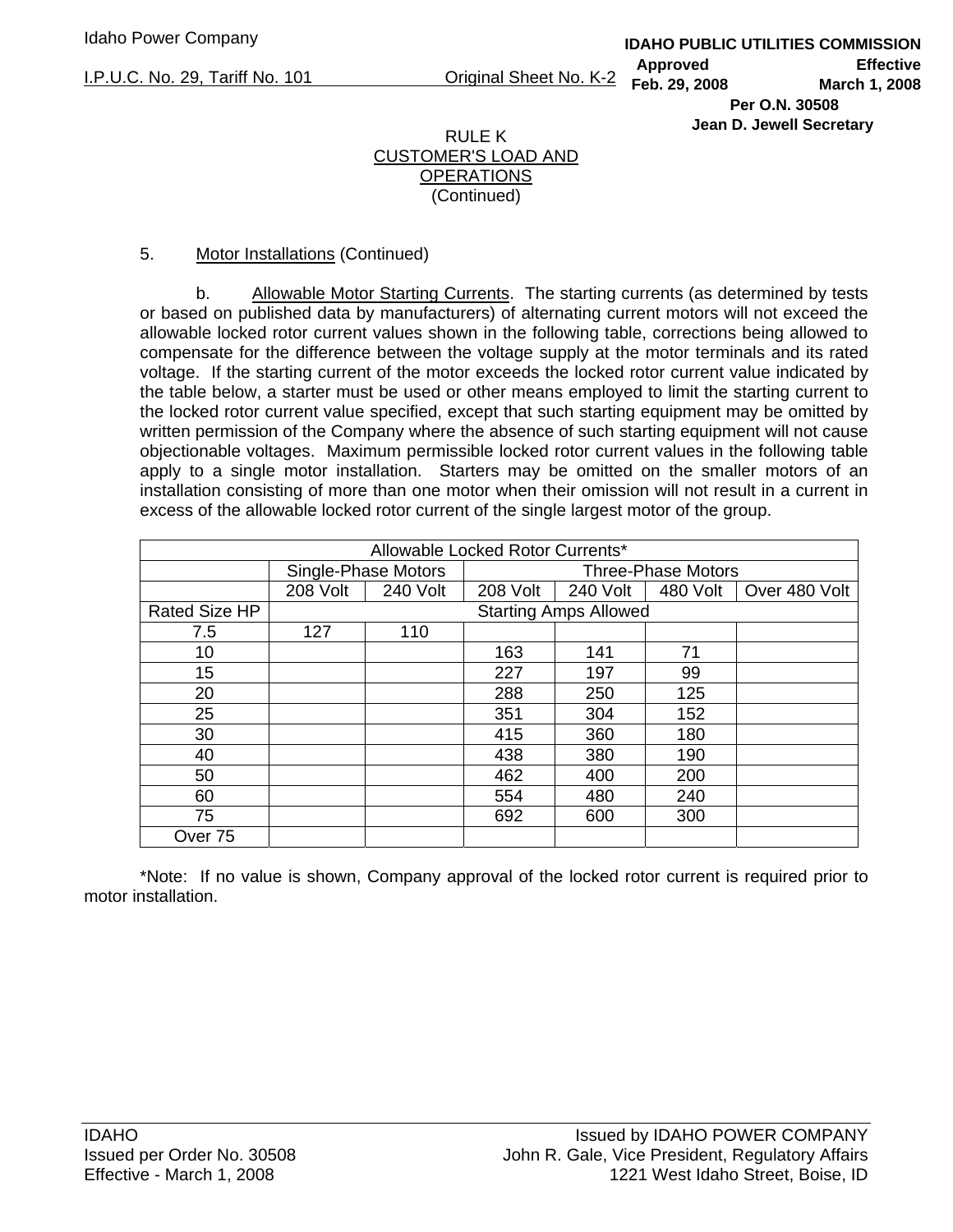RULE K
CUSTOMER'S LOAD AND OPERATIONS
(Continued)

5. Motor Installations (Continued)

b. Allowable Motor Starting Currents. The starting currents (as determined by tests or based on published data by manufacturers) of alternating current motors will not exceed the allowable locked rotor current values shown in the following table, corrections being allowed to compensate for the difference between the voltage supply at the motor terminals and its rated voltage. If the starting current of the motor exceeds the locked rotor current value indicated by the table below, a starter must be used or other means employed to limit the starting current to the locked rotor current value specified, except that such starting equipment may be omitted by written permission of the Company where the absence of such starting equipment will not cause objectionable voltages. Maximum permissible locked rotor current values in the following table apply to a single motor installation. Starters may be omitted on the smaller motors of an installation consisting of more than one motor when their omission will not result in a current in excess of the allowable locked rotor current of the single largest motor of the group.

| Allowable Locked Rotor Currents* | | | | | | |
|---|---|---|---|---|---|---|
| | Single-Phase Motors | | Three-Phase Motors | | | |
| | 208 Volt | 240 Volt | 208 Volt | 240 Volt | 480 Volt | Over 480 Volt |
| Rated Size HP | Starting Amps Allowed | | | | | |
| 7.5 | 127 | 110 | | | | |
| 10 | | | 163 | 141 | 71 | |
| 15 | | | 227 | 197 | 99 | |
| 20 | | | 288 | 250 | 125 | |
| 25 | | | 351 | 304 | 152 | |
| 30 | | | 415 | 360 | 180 | |
| 40 | | | 438 | 380 | 190 | |
| 50 | | | 462 | 400 | 200 | |
| 60 | | | 554 | 480 | 240 | |
| 75 | | | 692 | 600 | 300 | |
| Over 75 | | | | | | |

*Note: If no value is shown, Company approval of the locked rotor current is required prior to motor installation.